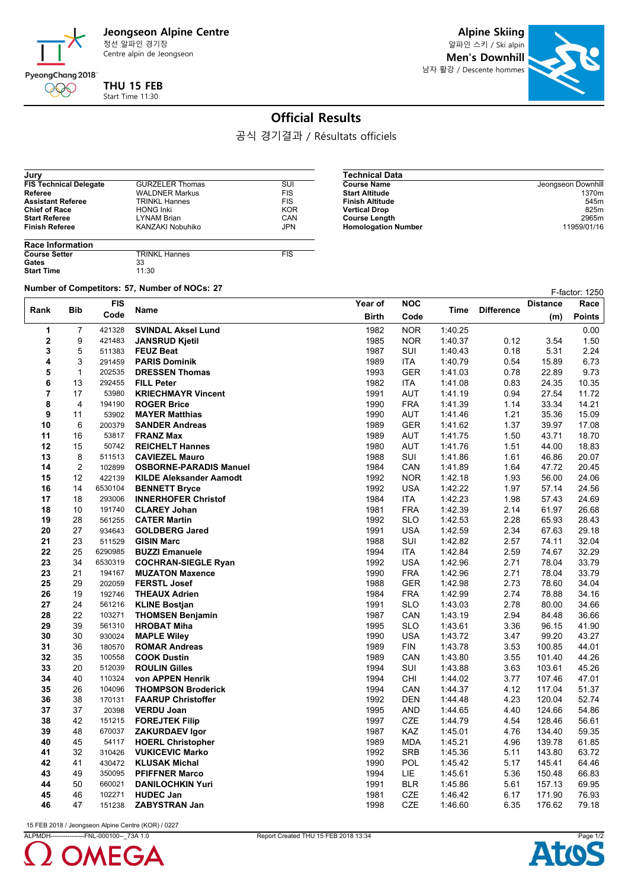# Jeongseon Alpine Centre
정선 알파인 경기장
Centre alpin de Jeongseon

PyeongChang 2018

**THU 15 FEB**
Start Time 11:30

## Alpine Skiing
알파인 스키 / Ski alpin

## Men's Downhill
남자 활강 / Descente hommes

# Official Results
공식 경기결과 / Résultats officiels

| Jury | | |
|---|---|---|
| **FIS Technical Delegate** | GURZELER Thomas | SUI |
| **Referee** | WALDNER Markus | FIS |
| **Assistant Referee** | TRINKL Hannes | FIS |
| **Chief of Race** | HONG Inki | KOR |
| **Start Referee** | LYNAM Brian | CAN |
| **Finish Referee** | KANZAKI Nobuhiko | JPN |

| Race Information | | |
|---|---|---|
| **Course Setter** | TRINKL Hannes | FIS |
| **Gates** | 33 | |
| **Start Time** | 11:30 | |

| Technical Data | |
|---|---|
| **Course Name** | Jeongseon Downhill |
| **Start Altitude** | 1370m |
| **Finish Altitude** | 545m |
| **Vertical Drop** | 825m |
| **Course Length** | 2965m |
| **Homologation Number** | 11959/01/16 |

**Number of Competitors: 57, Number of NOCs: 27**

F-factor: 1250

| Rank | Bib | FIS Code | Name | Year of Birth | NOC Code | Time | Difference | Distance (m) | Race Points |
|---|---|---|---|---|---|---|---|---|---|
| 1 | 7 | 421328 | **SVINDAL Aksel Lund** | 1982 | NOR | 1:40.25 | | | 0.00 |
| 2 | 9 | 421483 | **JANSRUD Kjetil** | 1985 | NOR | 1:40.37 | 0.12 | 3.54 | 1.50 |
| 3 | 5 | 511383 | **FEUZ Beat** | 1987 | SUI | 1:40.43 | 0.18 | 5.31 | 2.24 |
| 4 | 3 | 291459 | **PARIS Dominik** | 1989 | ITA | 1:40.79 | 0.54 | 15.89 | 6.73 |
| 5 | 1 | 202535 | **DRESSEN Thomas** | 1993 | GER | 1:41.03 | 0.78 | 22.89 | 9.73 |
| 6 | 13 | 292455 | **FILL Peter** | 1982 | ITA | 1:41.08 | 0.83 | 24.35 | 10.35 |
| 7 | 17 | 53980 | **KRIECHMAYR Vincent** | 1991 | AUT | 1:41.19 | 0.94 | 27.54 | 11.72 |
| 8 | 4 | 194190 | **ROGER Brice** | 1990 | FRA | 1:41.39 | 1.14 | 33.34 | 14.21 |
| 9 | 11 | 53902 | **MAYER Matthias** | 1990 | AUT | 1:41.46 | 1.21 | 35.36 | 15.09 |
| 10 | 6 | 200379 | **SANDER Andreas** | 1989 | GER | 1:41.62 | 1.37 | 39.97 | 17.08 |
| 11 | 16 | 53817 | **FRANZ Max** | 1989 | AUT | 1:41.75 | 1.50 | 43.71 | 18.70 |
| 12 | 15 | 50742 | **REICHELT Hannes** | 1980 | AUT | 1:41.76 | 1.51 | 44.00 | 18.83 |
| 13 | 8 | 511513 | **CAVIEZEL Mauro** | 1988 | SUI | 1:41.86 | 1.61 | 46.86 | 20.07 |
| 14 | 2 | 102899 | **OSBORNE-PARADIS Manuel** | 1984 | CAN | 1:41.89 | 1.64 | 47.72 | 20.45 |
| 15 | 12 | 422139 | **KILDE Aleksander Aamodt** | 1992 | NOR | 1:42.18 | 1.93 | 56.00 | 24.06 |
| 16 | 14 | 6530104 | **BENNETT Bryce** | 1992 | USA | 1:42.22 | 1.97 | 57.14 | 24.56 |
| 17 | 18 | 293006 | **INNERHOFER Christof** | 1984 | ITA | 1:42.23 | 1.98 | 57.43 | 24.69 |
| 18 | 10 | 191740 | **CLAREY Johan** | 1981 | FRA | 1:42.39 | 2.14 | 61.97 | 26.68 |
| 19 | 28 | 561255 | **CATER Martin** | 1992 | SLO | 1:42.53 | 2.28 | 65.93 | 28.43 |
| 20 | 27 | 934643 | **GOLDBERG Jared** | 1991 | USA | 1:42.59 | 2.34 | 67.63 | 29.18 |
| 21 | 23 | 511529 | **GISIN Marc** | 1988 | SUI | 1:42.82 | 2.57 | 74.11 | 32.04 |
| 22 | 25 | 6290985 | **BUZZI Emanuele** | 1994 | ITA | 1:42.84 | 2.59 | 74.67 | 32.29 |
| 23 | 34 | 6530319 | **COCHRAN-SIEGLE Ryan** | 1992 | USA | 1:42.96 | 2.71 | 78.04 | 33.79 |
| 23 | 21 | 194167 | **MUZATON Maxence** | 1990 | FRA | 1:42.96 | 2.71 | 78.04 | 33.79 |
| 25 | 29 | 202059 | **FERSTL Josef** | 1988 | GER | 1:42.98 | 2.73 | 78.60 | 34.04 |
| 26 | 19 | 192746 | **THEAUX Adrien** | 1984 | FRA | 1:42.99 | 2.74 | 78.88 | 34.16 |
| 27 | 24 | 561216 | **KLINE Bostjan** | 1991 | SLO | 1:43.03 | 2.78 | 80.00 | 34.66 |
| 28 | 22 | 103271 | **THOMSEN Benjamin** | 1987 | CAN | 1:43.19 | 2.94 | 84.48 | 36.66 |
| 29 | 39 | 561310 | **HROBAT Miha** | 1995 | SLO | 1:43.61 | 3.36 | 96.15 | 41.90 |
| 30 | 30 | 930024 | **MAPLE Wiley** | 1990 | USA | 1:43.72 | 3.47 | 99.20 | 43.27 |
| 31 | 36 | 180570 | **ROMAR Andreas** | 1989 | FIN | 1:43.78 | 3.53 | 100.85 | 44.01 |
| 32 | 35 | 100558 | **COOK Dustin** | 1989 | CAN | 1:43.80 | 3.55 | 101.40 | 44.26 |
| 33 | 20 | 512039 | **ROULIN Gilles** | 1994 | SUI | 1:43.88 | 3.63 | 103.61 | 45.26 |
| 34 | 40 | 110324 | **von APPEN Henrik** | 1994 | CHI | 1:44.02 | 3.77 | 107.46 | 47.01 |
| 35 | 26 | 104096 | **THOMPSON Broderick** | 1994 | CAN | 1:44.37 | 4.12 | 117.04 | 51.37 |
| 36 | 38 | 170131 | **FAARUP Christoffer** | 1992 | DEN | 1:44.48 | 4.23 | 120.04 | 52.74 |
| 37 | 37 | 20398 | **VERDU Joan** | 1995 | AND | 1:44.65 | 4.40 | 124.66 | 54.86 |
| 38 | 42 | 151215 | **FOREJTEK Filip** | 1997 | CZE | 1:44.79 | 4.54 | 128.46 | 56.61 |
| 39 | 48 | 670037 | **ZAKURDAEV Igor** | 1987 | KAZ | 1:45.01 | 4.76 | 134.40 | 59.35 |
| 40 | 45 | 54117 | **HOERL Christopher** | 1989 | MDA | 1:45.21 | 4.96 | 139.78 | 61.85 |
| 41 | 32 | 310426 | **VUKICEVIC Marko** | 1992 | SRB | 1:45.36 | 5.11 | 143.80 | 63.72 |
| 42 | 41 | 430472 | **KLUSAK Michal** | 1990 | POL | 1:45.42 | 5.17 | 145.41 | 64.46 |
| 43 | 49 | 350095 | **PFIFFNER Marco** | 1994 | LIE | 1:45.61 | 5.36 | 150.48 | 66.83 |
| 44 | 50 | 660021 | **DANILOCHKIN Yuri** | 1991 | BLR | 1:45.86 | 5.61 | 157.13 | 69.95 |
| 45 | 46 | 102271 | **HUDEC Jan** | 1981 | CZE | 1:46.42 | 6.17 | 171.90 | 76.93 |
| 46 | 47 | 151238 | **ZABYSTRAN Jan** | 1998 | CZE | 1:46.60 | 6.35 | 176.62 | 79.18 |

15 FEB 2018 / Jeongseon Alpine Centre (KOR) / 0227

ALPMDH----------------FNL-000100--_73A 1.0    Report Created THU 15 FEB 2018 13:34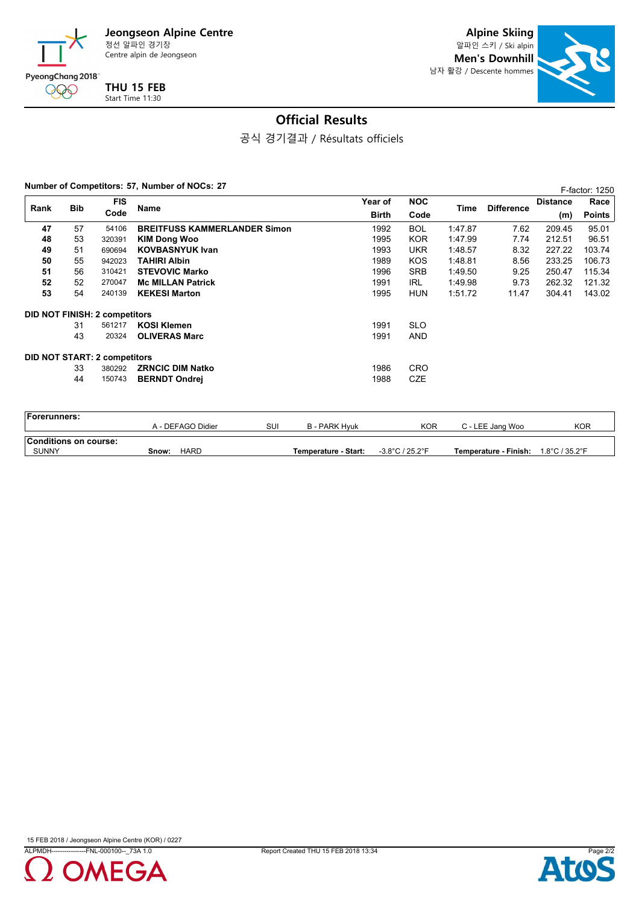**Jeongseon Alpine Centre**
정선 알파인 경기장
Centre alpin de Jeongseon

**THU 15 FEB**
Start Time 11:30

**Alpine Skiing**
알파인 스키 / Ski alpin
**Men's Downhill**
남자 활강 / Descente hommes

# Official Results

공식 경기결과 / Résultats officiels

**Number of Competitors: 57, Number of NOCs: 27**

F-factor: 1250

| Rank | Bib | FIS Code | Name | Year of Birth | NOC Code | Time | Difference | Distance (m) | Race Points |
|---|---|---|---|---|---|---|---|---|---|
| **47** | 57 | 54106 | **BREITFUSS KAMMERLANDER Simon** | 1992 | BOL | 1:47.87 | 7.62 | 209.45 | 95.01 |
| **48** | 53 | 320391 | **KIM Dong Woo** | 1995 | KOR | 1:47.99 | 7.74 | 212.51 | 96.51 |
| **49** | 51 | 690694 | **KOVBASNYUK Ivan** | 1993 | UKR | 1:48.57 | 8.32 | 227.22 | 103.74 |
| **50** | 55 | 942023 | **TAHIRI Albin** | 1989 | KOS | 1:48.81 | 8.56 | 233.25 | 106.73 |
| **51** | 56 | 310421 | **STEVOVIC Marko** | 1996 | SRB | 1:49.50 | 9.25 | 250.47 | 115.34 |
| **52** | 52 | 270047 | **Mc MILLAN Patrick** | 1991 | IRL | 1:49.98 | 9.73 | 262.32 | 121.32 |
| **53** | 54 | 240139 | **KEKESI Marton** | 1995 | HUN | 1:51.72 | 11.47 | 304.41 | 143.02 |
| **DID NOT FINISH: 2 competitors** | | | | | | | | | |
| | 31 | 561217 | **KOSI Klemen** | 1991 | SLO | | | | |
| | 43 | 20324 | **OLIVERAS Marc** | 1991 | AND | | | | |
| **DID NOT START: 2 competitors** | | | | | | | | | |
| | 33 | 380292 | **ZRNCIC DIM Natko** | 1986 | CRO | | | | |
| | 44 | 150743 | **BERNDT Ondrej** | 1988 | CZE | | | | |

**Forerunners:**

| | | | | | |
|---|---|---|---|---|---|
| A - DEFAGO Didier | SUI | B - PARK Hyuk | KOR | C - LEE Jang Woo | KOR |

**Conditions on course:**

| | | | |
|---|---|---|---|
| SUNNY | **Snow:** HARD | **Temperature - Start:** -3.8°C / 25.2°F | **Temperature - Finish:** 1.8°C / 35.2°F |

15 FEB 2018 / Jeongseon Alpine Centre (KOR) / 0227

ALPMDH----------------FNL-000100--_73A 1.0 Report Created THU 15 FEB 2018 13:34